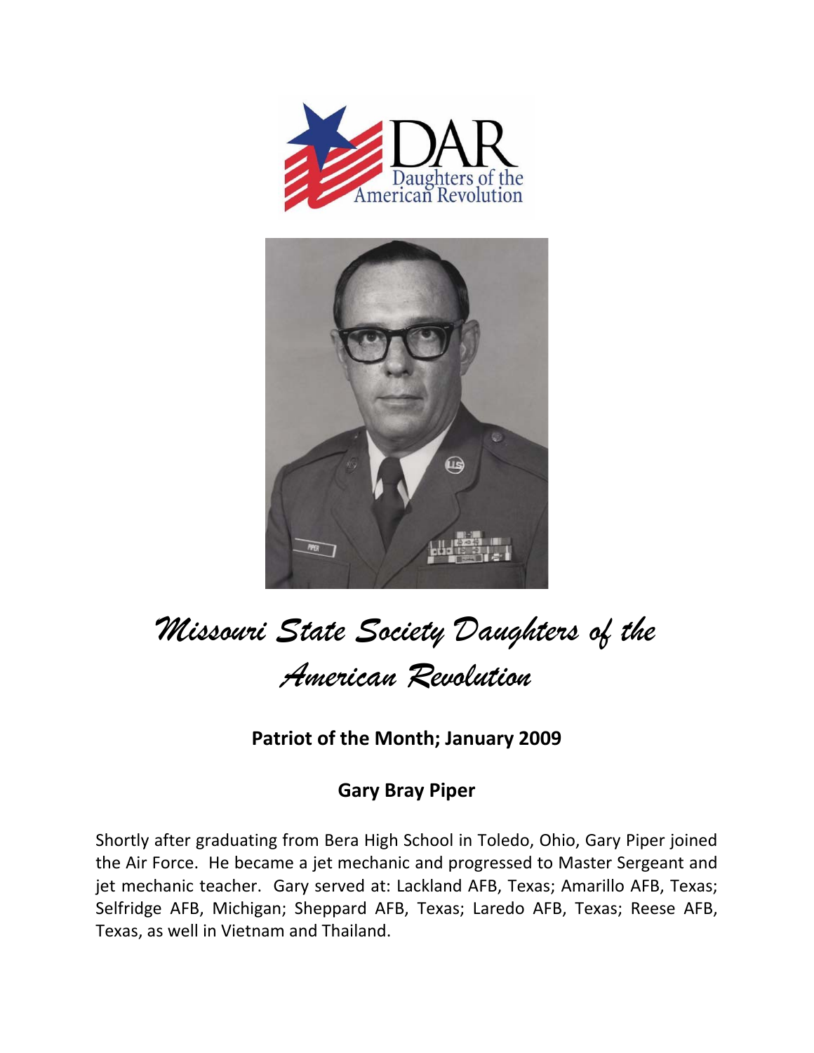DAR
Daughters of the American Revolution

# *Missouri State Society Daughters of the American Revolution*

## Patriot of the Month; January 2009

## Gary Bray Piper

Shortly after graduating from Bera High School in Toledo, Ohio, Gary Piper joined the Air Force. He became a jet mechanic and progressed to Master Sergeant and jet mechanic teacher. Gary served at: Lackland AFB, Texas; Amarillo AFB, Texas; Selfridge AFB, Michigan; Sheppard AFB, Texas; Laredo AFB, Texas; Reese AFB, Texas, as well in Vietnam and Thailand.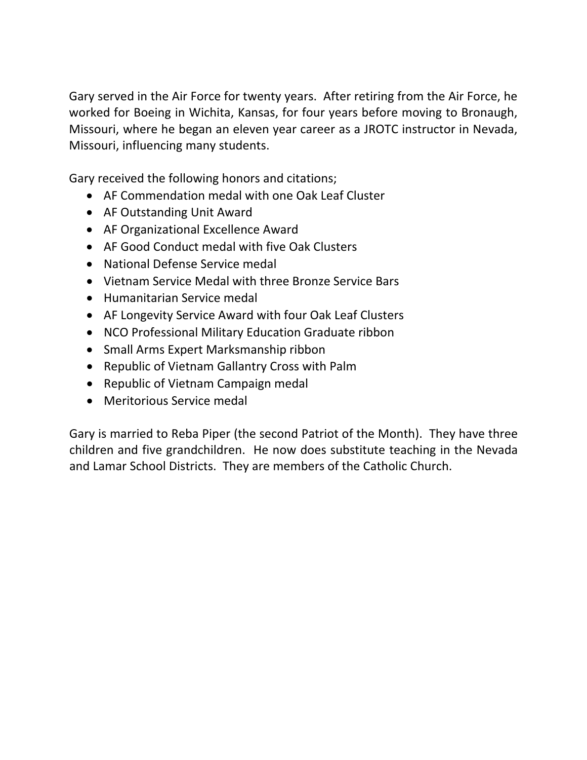Gary served in the Air Force for twenty years. After retiring from the Air Force, he worked for Boeing in Wichita, Kansas, for four years before moving to Bronaugh, Missouri, where he began an eleven year career as a JROTC instructor in Nevada, Missouri, influencing many students.

Gary received the following honors and citations;

- AF Commendation medal with one Oak Leaf Cluster
- AF Outstanding Unit Award
- AF Organizational Excellence Award
- AF Good Conduct medal with five Oak Clusters
- National Defense Service medal
- Vietnam Service Medal with three Bronze Service Bars
- Humanitarian Service medal
- AF Longevity Service Award with four Oak Leaf Clusters
- NCO Professional Military Education Graduate ribbon
- Small Arms Expert Marksmanship ribbon
- Republic of Vietnam Gallantry Cross with Palm
- Republic of Vietnam Campaign medal
- Meritorious Service medal

Gary is married to Reba Piper (the second Patriot of the Month). They have three children and five grandchildren. He now does substitute teaching in the Nevada and Lamar School Districts. They are members of the Catholic Church.